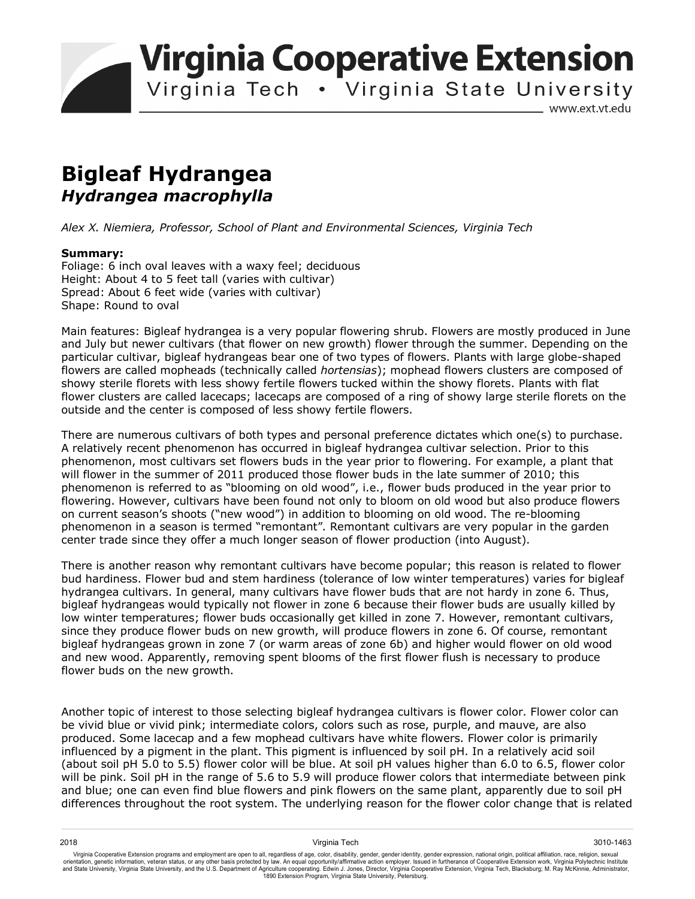# Bigleaf Hydrangea

## *Hydrangea macrophylla*

*Alex X. Niemiera, Professor, School of Plant and Environmental Sciences, Virginia Tech*

**Summary:**
Foliage: 6 inch oval leaves with a waxy feel; deciduous
Height: About 4 to 5 feet tall (varies with cultivar)
Spread: About 6 feet wide (varies with cultivar)
Shape: Round to oval

Main features: Bigleaf hydrangea is a very popular flowering shrub. Flowers are mostly produced in June and July but newer cultivars (that flower on new growth) flower through the summer. Depending on the particular cultivar, bigleaf hydrangeas bear one of two types of flowers. Plants with large globe-shaped flowers are called mopheads (technically called *hortensias*); mophead flowers clusters are composed of showy sterile florets with less showy fertile flowers tucked within the showy florets. Plants with flat flower clusters are called lacecaps; lacecaps are composed of a ring of showy large sterile florets on the outside and the center is composed of less showy fertile flowers.

There are numerous cultivars of both types and personal preference dictates which one(s) to purchase. A relatively recent phenomenon has occurred in bigleaf hydrangea cultivar selection. Prior to this phenomenon, most cultivars set flowers buds in the year prior to flowering. For example, a plant that will flower in the summer of 2011 produced those flower buds in the late summer of 2010; this phenomenon is referred to as "blooming on old wood", i.e., flower buds produced in the year prior to flowering. However, cultivars have been found not only to bloom on old wood but also produce flowers on current season's shoots ("new wood") in addition to blooming on old wood. The re-blooming phenomenon in a season is termed "remontant". Remontant cultivars are very popular in the garden center trade since they offer a much longer season of flower production (into August).

There is another reason why remontant cultivars have become popular; this reason is related to flower bud hardiness. Flower bud and stem hardiness (tolerance of low winter temperatures) varies for bigleaf hydrangea cultivars. In general, many cultivars have flower buds that are not hardy in zone 6. Thus, bigleaf hydrangeas would typically not flower in zone 6 because their flower buds are usually killed by low winter temperatures; flower buds occasionally get killed in zone 7. However, remontant cultivars, since they produce flower buds on new growth, will produce flowers in zone 6. Of course, remontant bigleaf hydrangeas grown in zone 7 (or warm areas of zone 6b) and higher would flower on old wood and new wood. Apparently, removing spent blooms of the first flower flush is necessary to produce flower buds on the new growth.

Another topic of interest to those selecting bigleaf hydrangea cultivars is flower color. Flower color can be vivid blue or vivid pink; intermediate colors, colors such as rose, purple, and mauve, are also produced. Some lacecap and a few mophead cultivars have white flowers. Flower color is primarily influenced by a pigment in the plant. This pigment is influenced by soil pH. In a relatively acid soil (about soil pH 5.0 to 5.5) flower color will be blue. At soil pH values higher than 6.0 to 6.5, flower color will be pink. Soil pH in the range of 5.6 to 5.9 will produce flower colors that intermediate between pink and blue; one can even find blue flowers and pink flowers on the same plant, apparently due to soil pH differences throughout the root system. The underlying reason for the flower color change that is related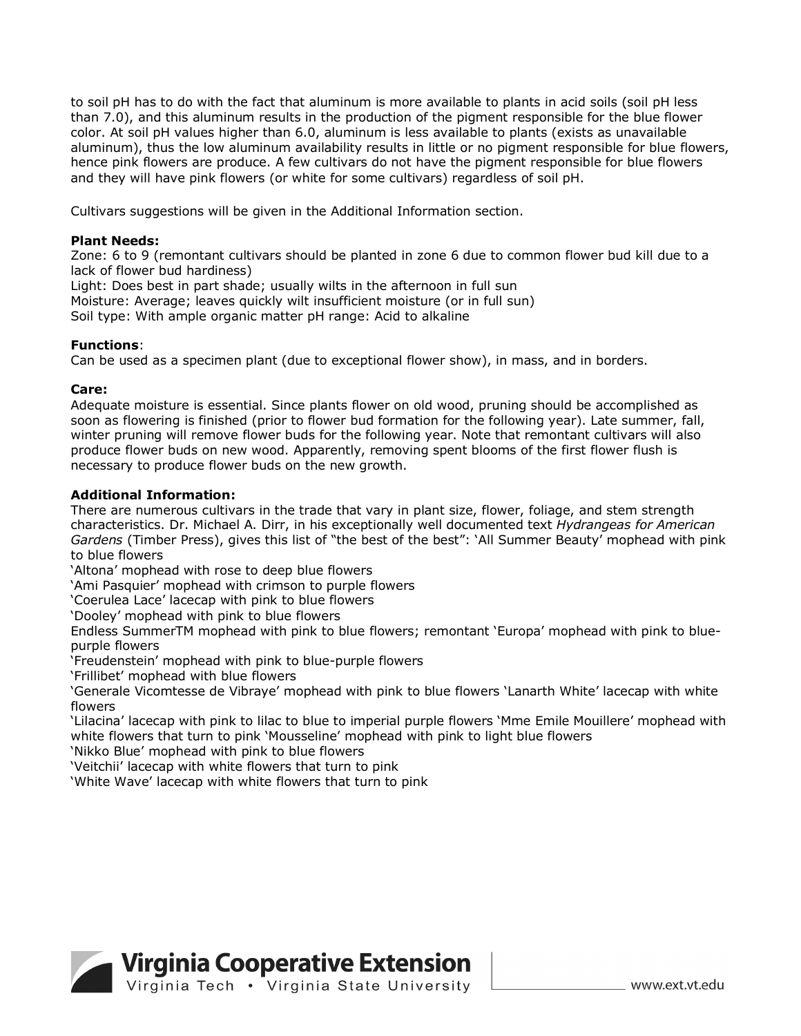to soil pH has to do with the fact that aluminum is more available to plants in acid soils (soil pH less than 7.0), and this aluminum results in the production of the pigment responsible for the blue flower color. At soil pH values higher than 6.0, aluminum is less available to plants (exists as unavailable aluminum), thus the low aluminum availability results in little or no pigment responsible for blue flowers, hence pink flowers are produce. A few cultivars do not have the pigment responsible for blue flowers and they will have pink flowers (or white for some cultivars) regardless of soil pH.

Cultivars suggestions will be given in the Additional Information section.

**Plant Needs:**
Zone: 6 to 9 (remontant cultivars should be planted in zone 6 due to common flower bud kill due to a lack of flower bud hardiness)
Light: Does best in part shade; usually wilts in the afternoon in full sun
Moisture: Average; leaves quickly wilt insufficient moisture (or in full sun)
Soil type: With ample organic matter pH range: Acid to alkaline

**Functions**:
Can be used as a specimen plant (due to exceptional flower show), in mass, and in borders.

**Care:**
Adequate moisture is essential. Since plants flower on old wood, pruning should be accomplished as soon as flowering is finished (prior to flower bud formation for the following year). Late summer, fall, winter pruning will remove flower buds for the following year. Note that remontant cultivars will also produce flower buds on new wood. Apparently, removing spent blooms of the first flower flush is necessary to produce flower buds on the new growth.

**Additional Information:**
There are numerous cultivars in the trade that vary in plant size, flower, foliage, and stem strength characteristics. Dr. Michael A. Dirr, in his exceptionally well documented text *Hydrangeas for American Gardens* (Timber Press), gives this list of "the best of the best": 'All Summer Beauty' mophead with pink to blue flowers
'Altona' mophead with rose to deep blue flowers
'Ami Pasquier' mophead with crimson to purple flowers
'Coerulea Lace' lacecap with pink to blue flowers
'Dooley' mophead with pink to blue flowers
Endless SummerTM mophead with pink to blue flowers; remontant 'Europa' mophead with pink to blue-purple flowers
'Freudenstein' mophead with pink to blue-purple flowers
'Frillibet' mophead with blue flowers
'Generale Vicomtesse de Vibraye' mophead with pink to blue flowers 'Lanarth White' lacecap with white flowers
'Lilacina' lacecap with pink to lilac to blue to imperial purple flowers 'Mme Emile Mouillere' mophead with white flowers that turn to pink 'Mousseline' mophead with pink to light blue flowers
'Nikko Blue' mophead with pink to blue flowers
'Veitchii' lacecap with white flowers that turn to pink
'White Wave' lacecap with white flowers that turn to pink